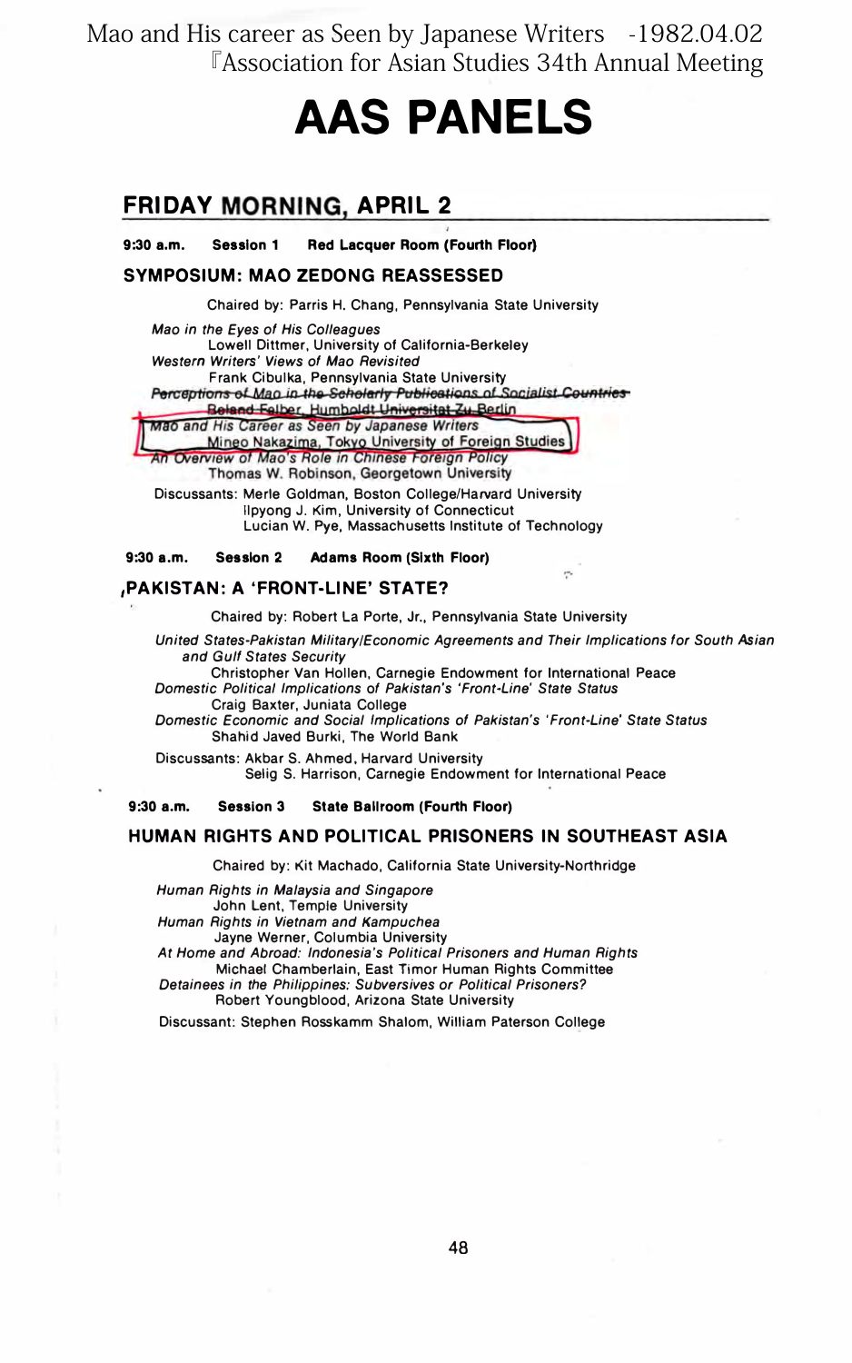Mao and His career as Seen by Japanese Writers -1982.04.02
『Association for Asian Studies 34th Annual Meeting

# AAS PANELS

## FRIDAY MORNING, APRIL 2

**9:30 a.m. Session 1 Red Lacquer Room (Fourth Floor)**

### SYMPOSIUM: MAO ZEDONG REASSESSED

Chaired by: Parris H. Chang, Pennsylvania State University

*Mao in the Eyes of His Colleagues*
Lowell Dittmer, University of California-Berkeley
*Western Writers' Views of Mao Revisited*
Frank Cibulka, Pennsylvania State University
~~*Perceptions of Mao in the Scholarly Publications of Socialist Countries*~~
~~Roland Felber, Humboldt Universitat Zu Berlin~~
*Mao and His Career as Seen by Japanese Writers*
Mineo Nakazima, Tokyo University of Foreign Studies
*An Overview of Mao's Role in Chinese Foreign Policy*
Thomas W. Robinson, Georgetown University

Discussants: Merle Goldman, Boston College/Harvard University
Ilpyong J. Kim, University of Connecticut
Lucian W. Pye, Massachusetts Institute of Technology

**9:30 a.m. Session 2 Adams Room (Sixth Floor)**

### PAKISTAN: A 'FRONT-LINE' STATE?

Chaired by: Robert La Porte, Jr., Pennsylvania State University

*United States-Pakistan Military/Economic Agreements and Their Implications for South Asian and Gulf States Security*
Christopher Van Hollen, Carnegie Endowment for International Peace
*Domestic Political Implications of Pakistan's 'Front-Line' State Status*
Craig Baxter, Juniata College
*Domestic Economic and Social Implications of Pakistan's 'Front-Line' State Status*
Shahid Javed Burki, The World Bank

Discussants: Akbar S. Ahmed, Harvard University
Selig S. Harrison, Carnegie Endowment for International Peace

**9:30 a.m. Session 3 State Ballroom (Fourth Floor)**

### HUMAN RIGHTS AND POLITICAL PRISONERS IN SOUTHEAST ASIA

Chaired by: Kit Machado, California State University-Northridge

*Human Rights in Malaysia and Singapore*
John Lent, Temple University
*Human Rights in Vietnam and Kampuchea*
Jayne Werner, Columbia University
*At Home and Abroad: Indonesia's Political Prisoners and Human Rights*
Michael Chamberlain, East Timor Human Rights Committee
*Detainees in the Philippines: Subversives or Political Prisoners?*
Robert Youngblood, Arizona State University

Discussant: Stephen Rosskamm Shalom, William Paterson College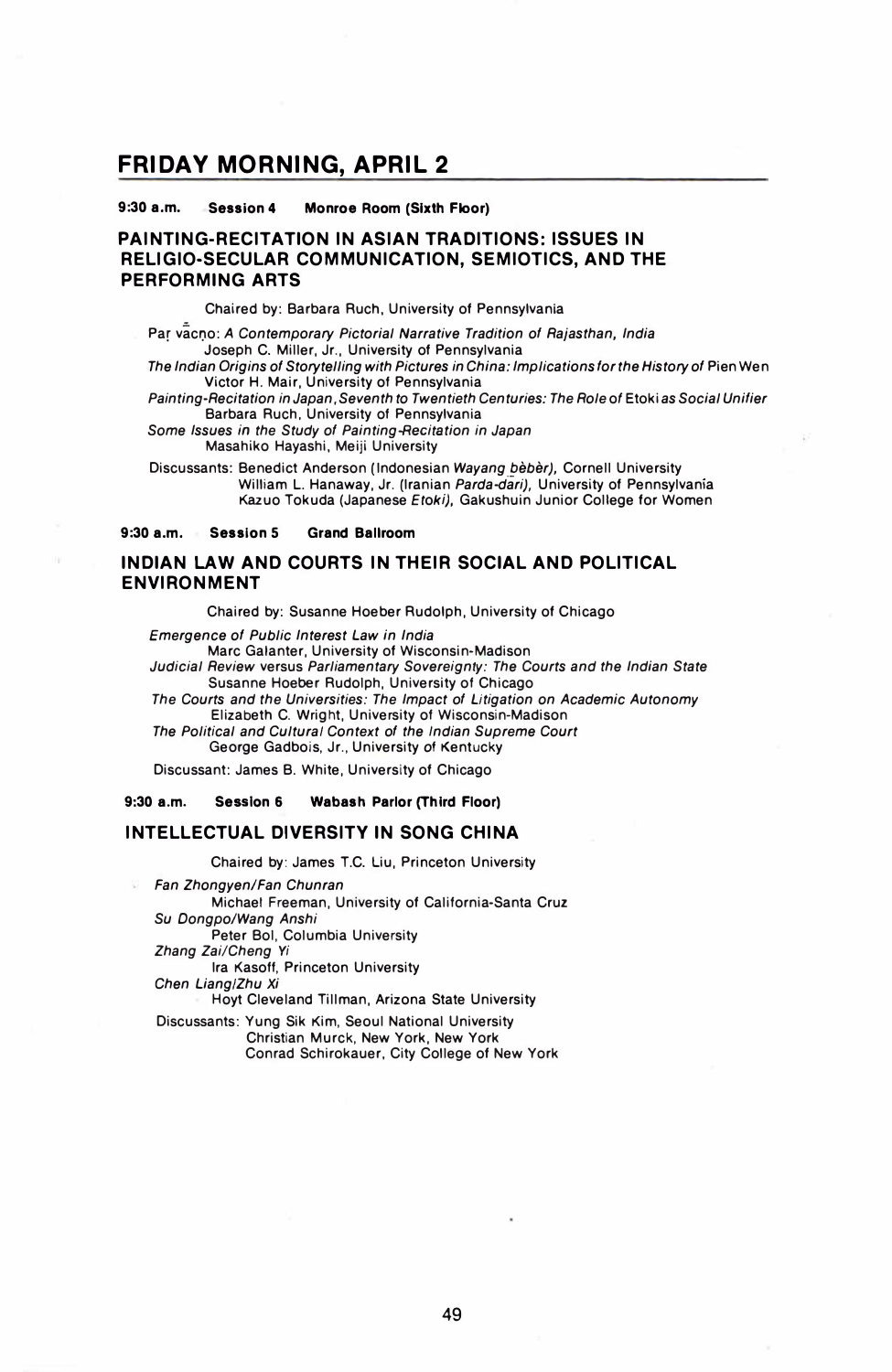## FRIDAY MORNING, APRIL 2

**9:30 a.m. Session 4 Monroe Room (Sixth Floor)**

### PAINTING-RECITATION IN ASIAN TRADITIONS: ISSUES IN RELIGIO-SECULAR COMMUNICATION, SEMIOTICS, AND THE PERFORMING ARTS

Chaired by: Barbara Ruch, University of Pennsylvania

*Paṛ vācṇo: A Contemporary Pictorial Narrative Tradition of Rajasthan, India*
Joseph C. Miller, Jr., University of Pennsylvania

*The Indian Origins of Storytelling with Pictures in China: Implications for the History of* Pien Wen
Victor H. Mair, University of Pennsylvania

*Painting-Recitation in Japan, Seventh to Twentieth Centuries: The Role of* Etoki *as Social Unifier*
Barbara Ruch, University of Pennsylvania

*Some Issues in the Study of Painting-Recitation in Japan*
Masahiko Hayashi, Meiji University

Discussants: Benedict Anderson (Indonesian *Wayang bèbèr*), Cornell University
William L. Hanaway, Jr. (Iranian *Parda-dāri*), University of Pennsylvania
Kazuo Tokuda (Japanese *Etoki*), Gakushuin Junior College for Women

**9:30 a.m. Session 5 Grand Ballroom**

### INDIAN LAW AND COURTS IN THEIR SOCIAL AND POLITICAL ENVIRONMENT

Chaired by: Susanne Hoeber Rudolph, University of Chicago

*Emergence of Public Interest Law in India*
Marc Galanter, University of Wisconsin-Madison

*Judicial Review* versus *Parliamentary Sovereignty: The Courts and the Indian State*
Susanne Hoeber Rudolph, University of Chicago

*The Courts and the Universities: The Impact of Litigation on Academic Autonomy*
Elizabeth C. Wright, University of Wisconsin-Madison

*The Political and Cultural Context of the Indian Supreme Court*
George Gadbois, Jr., University of Kentucky

Discussant: James B. White, University of Chicago

**9:30 a.m. Session 6 Wabash Parlor (Third Floor)**

### INTELLECTUAL DIVERSITY IN SONG CHINA

Chaired by: James T.C. Liu, Princeton University

*Fan Zhongyen/Fan Chunran*
Michael Freeman, University of California-Santa Cruz

*Su Dongpo/Wang Anshi*
Peter Bol, Columbia University

*Zhang Zai/Cheng Yi*
Ira Kasoff, Princeton University

*Chen Liang/Zhu Xi*
Hoyt Cleveland Tillman, Arizona State University

Discussants: Yung Sik Kim, Seoul National University
Christian Murck, New York, New York
Conrad Schirokauer, City College of New York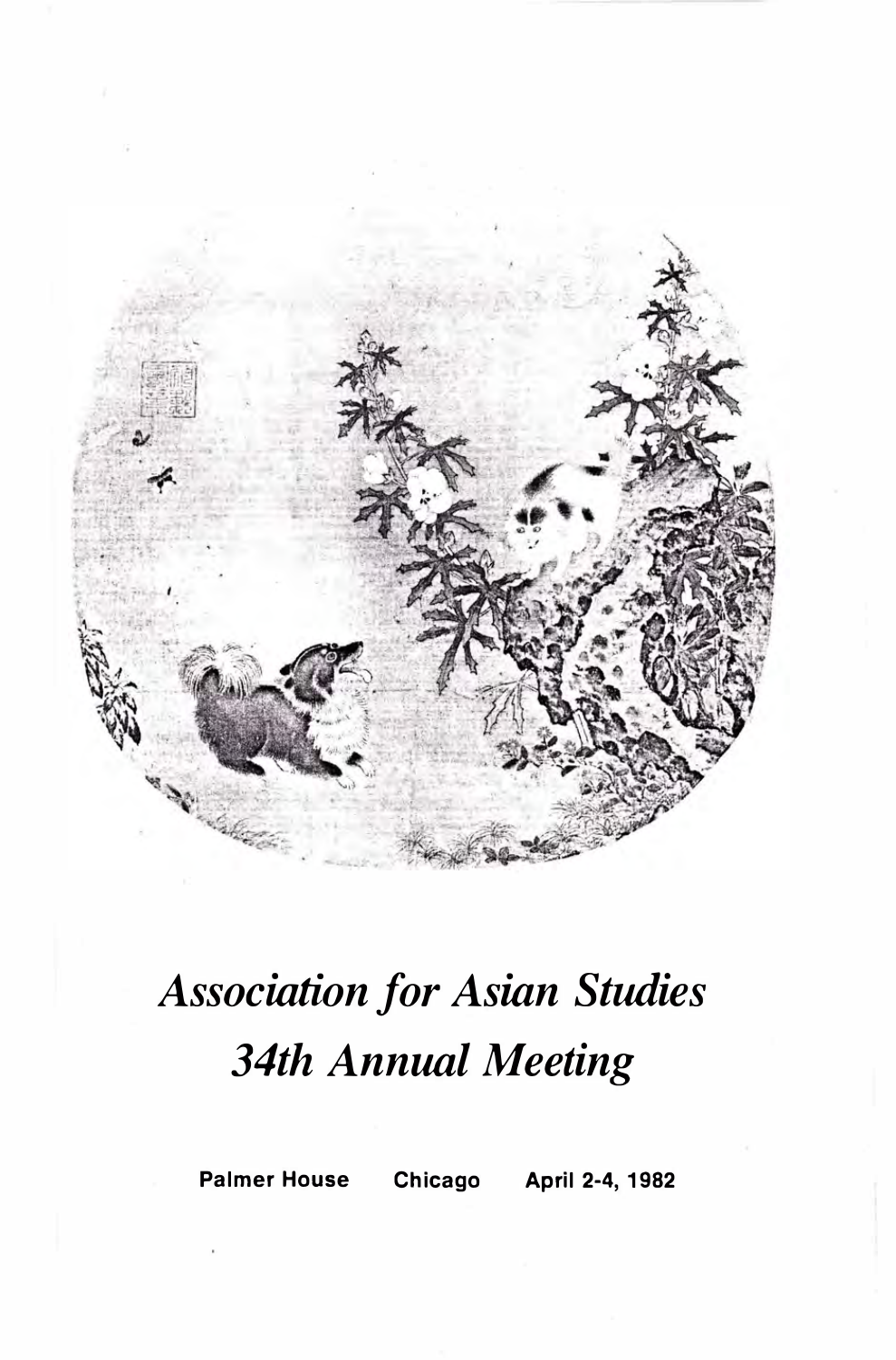# *Association for Asian Studies*
# *34th Annual Meeting*

**Palmer House Chicago April 2-4, 1982**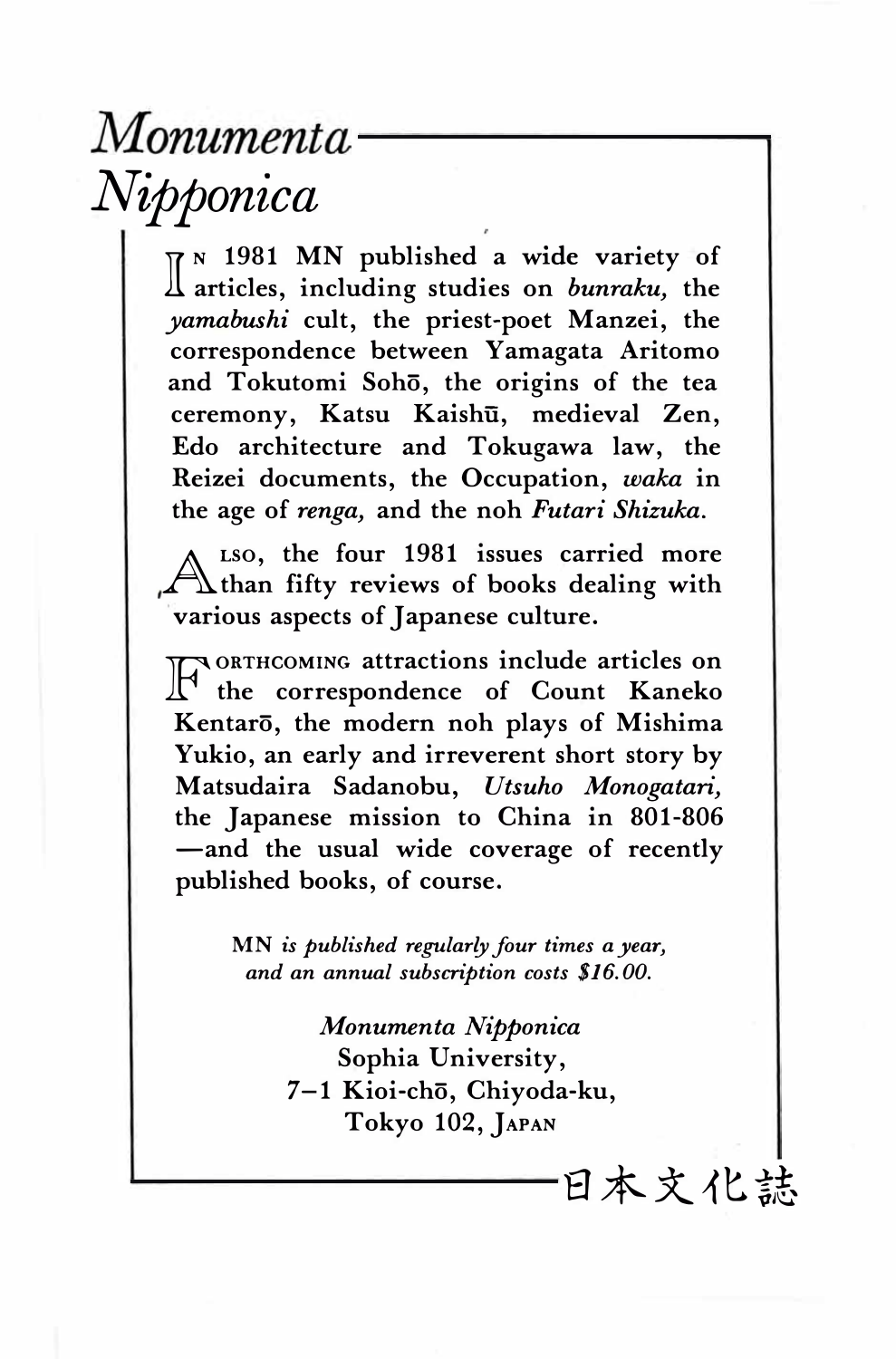# *Monumenta Nipponica*

In 1981 MN published a wide variety of articles, including studies on *bunraku,* the *yamabushi* cult, the priest-poet Manzei, the correspondence between Yamagata Aritomo and Tokutomi Sohō, the origins of the tea ceremony, Katsu Kaishū, medieval Zen, Edo architecture and Tokugawa law, the Reizei documents, the Occupation, *waka* in the age of *renga,* and the noh *Futari Shizuka*.

Also, the four 1981 issues carried more than fifty reviews of books dealing with various aspects of Japanese culture.

Forthcoming attractions include articles on the correspondence of Count Kaneko Kentarō, the modern noh plays of Mishima Yukio, an early and irreverent short story by Matsudaira Sadanobu, *Utsuho Monogatari,* the Japanese mission to China in 801-806 —and the usual wide coverage of recently published books, of course.

MN *is published regularly four times a year, and an annual subscription costs $16.00.*

*Monumenta Nipponica*
Sophia University,
7–1 Kioi-chō, Chiyoda-ku,
Tokyo 102, Japan

日本文化誌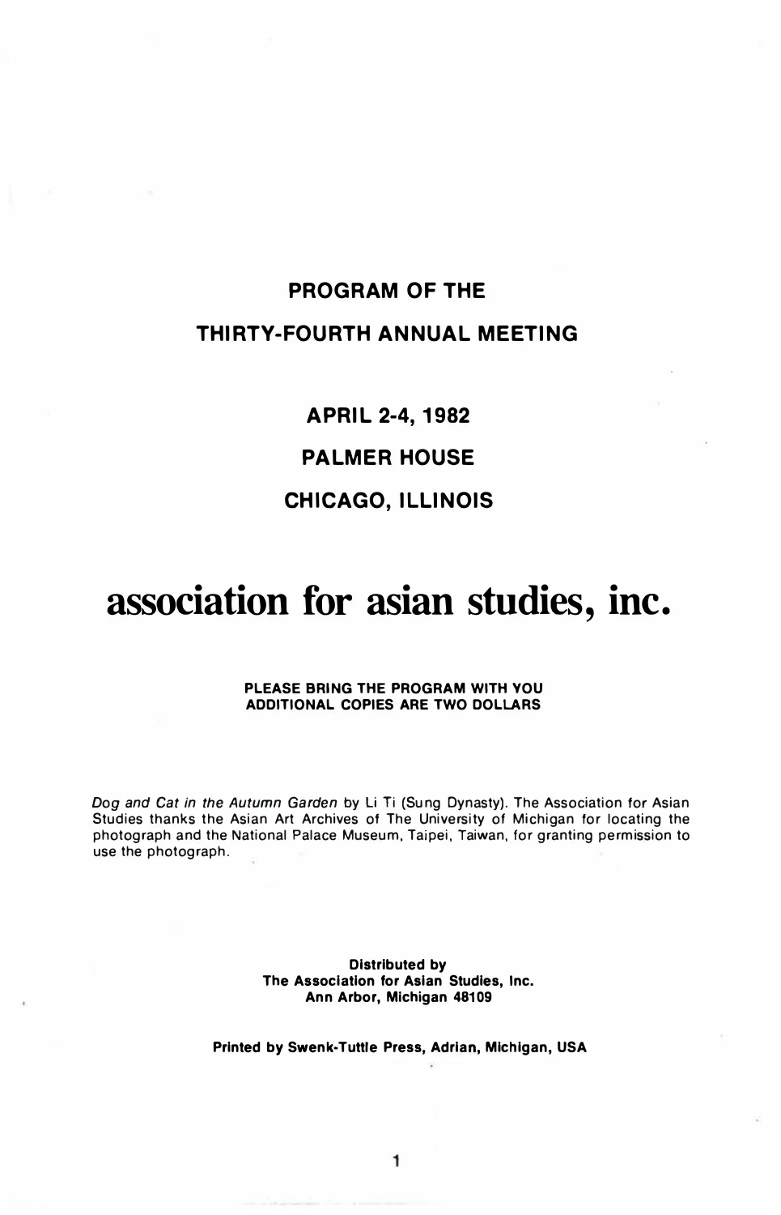**PROGRAM OF THE**

**THIRTY-FOURTH ANNUAL MEETING**

**APRIL 2-4, 1982**

**PALMER HOUSE**

**CHICAGO, ILLINOIS**

# association for asian studies, inc.

**PLEASE BRING THE PROGRAM WITH YOU**
**ADDITIONAL COPIES ARE TWO DOLLARS**

*Dog and Cat in the Autumn Garden* by Li Ti (Sung Dynasty). The Association for Asian Studies thanks the Asian Art Archives of The University of Michigan for locating the photograph and the National Palace Museum, Taipei, Taiwan, for granting permission to use the photograph.

**Distributed by**
**The Association for Asian Studies, Inc.**
**Ann Arbor, Michigan 48109**

**Printed by Swenk-Tuttle Press, Adrian, Michigan, USA**